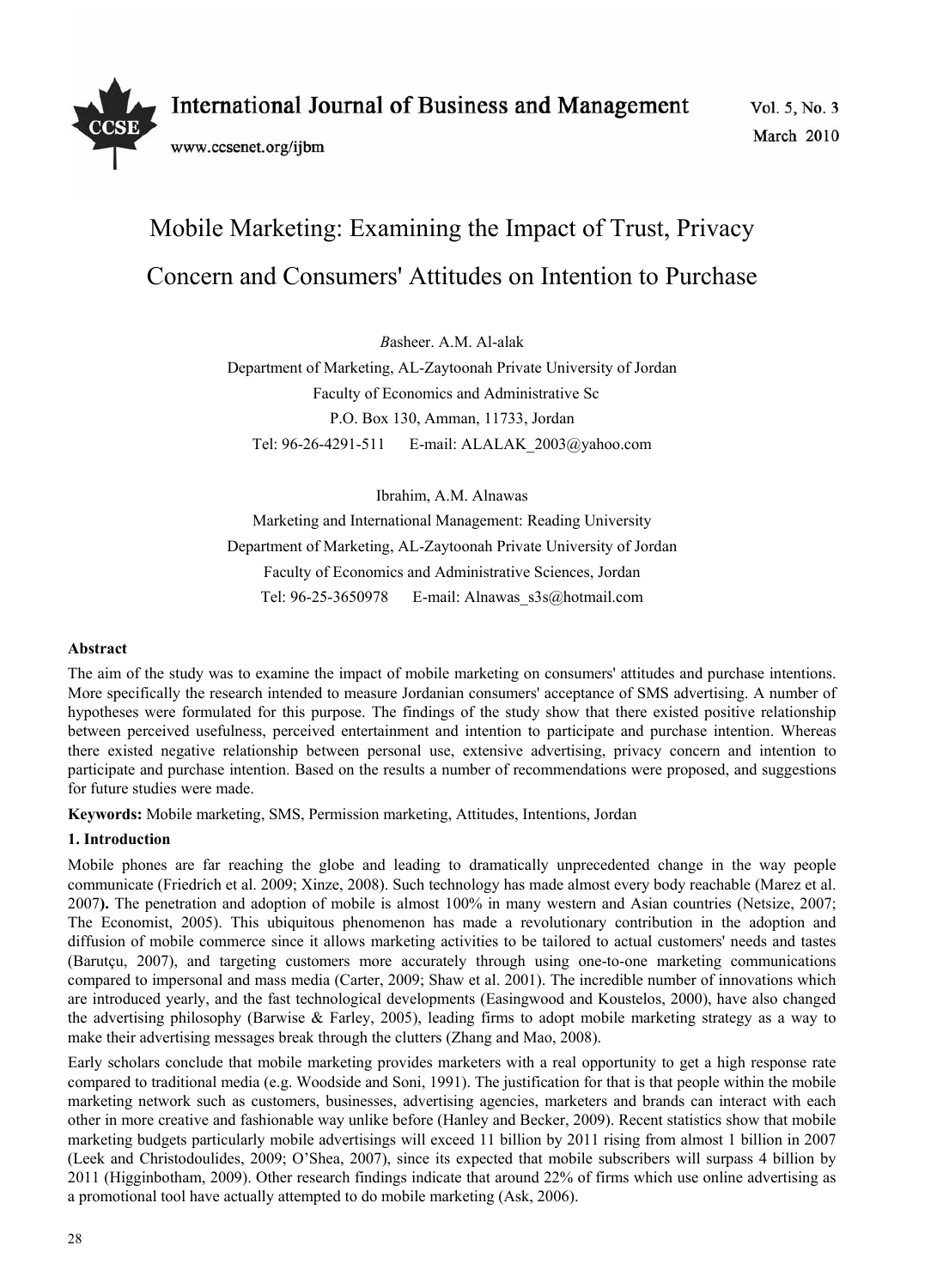# Mobile Marketing: Examining the Impact of Trust, Privacy Concern and Consumers' Attitudes on Intention to Purchase

*B*asheer. A.M. Al-alak

Department of Marketing, AL-Zaytoonah Private University of Jordan

Faculty of Economics and Administrative Sc

P.O. Box 130, Amman, 11733, Jordan

Tel: 96-26-4291-511 E-mail: ALALAK_2003@yahoo.com

Ibrahim, A.M. Alnawas

Marketing and International Management: Reading University

Department of Marketing, AL-Zaytoonah Private University of Jordan

Faculty of Economics and Administrative Sciences, Jordan

Tel: 96-25-3650978 E-mail: Alnawas_s3s@hotmail.com

**Abstract**

The aim of the study was to examine the impact of mobile marketing on consumers' attitudes and purchase intentions. More specifically the research intended to measure Jordanian consumers' acceptance of SMS advertising. A number of hypotheses were formulated for this purpose. The findings of the study show that there existed positive relationship between perceived usefulness, perceived entertainment and intention to participate and purchase intention. Whereas there existed negative relationship between personal use, extensive advertising, privacy concern and intention to participate and purchase intention. Based on the results a number of recommendations were proposed, and suggestions for future studies were made.

**Keywords:** Mobile marketing, SMS, Permission marketing, Attitudes, Intentions, Jordan

## 1. Introduction

Mobile phones are far reaching the globe and leading to dramatically unprecedented change in the way people communicate (Friedrich et al. 2009; Xinze, 2008). Such technology has made almost every body reachable (Marez et al. 2007**).** The penetration and adoption of mobile is almost 100% in many western and Asian countries (Netsize, 2007; The Economist, 2005). This ubiquitous phenomenon has made a revolutionary contribution in the adoption and diffusion of mobile commerce since it allows marketing activities to be tailored to actual customers' needs and tastes (Barutçu, 2007), and targeting customers more accurately through using one-to-one marketing communications compared to impersonal and mass media (Carter, 2009; Shaw et al. 2001). The incredible number of innovations which are introduced yearly, and the fast technological developments (Easingwood and Koustelos, 2000), have also changed the advertising philosophy (Barwise & Farley, 2005), leading firms to adopt mobile marketing strategy as a way to make their advertising messages break through the clutters (Zhang and Mao, 2008).

Early scholars conclude that mobile marketing provides marketers with a real opportunity to get a high response rate compared to traditional media (e.g. Woodside and Soni, 1991). The justification for that is that people within the mobile marketing network such as customers, businesses, advertising agencies, marketers and brands can interact with each other in more creative and fashionable way unlike before (Hanley and Becker, 2009). Recent statistics show that mobile marketing budgets particularly mobile advertisings will exceed 11 billion by 2011 rising from almost 1 billion in 2007 (Leek and Christodoulides, 2009; O'Shea, 2007), since its expected that mobile subscribers will surpass 4 billion by 2011 (Higginbotham, 2009). Other research findings indicate that around 22% of firms which use online advertising as a promotional tool have actually attempted to do mobile marketing (Ask, 2006).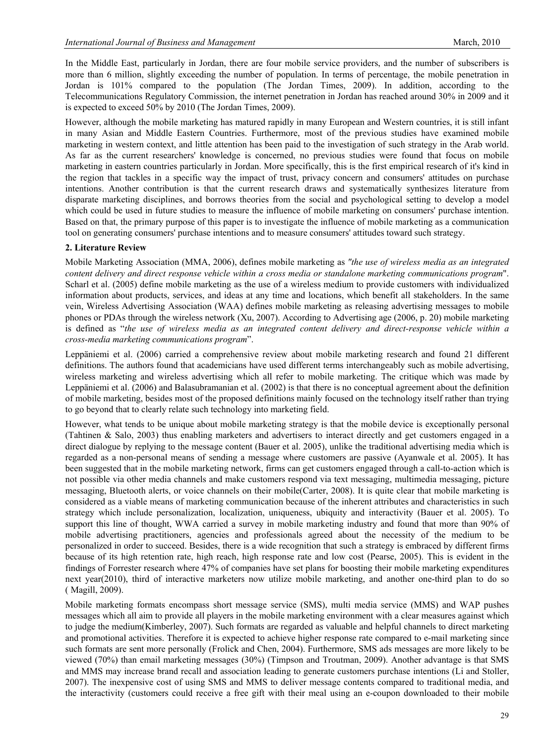In the Middle East, particularly in Jordan, there are four mobile service providers, and the number of subscribers is more than 6 million, slightly exceeding the number of population. In terms of percentage, the mobile penetration in Jordan is 101% compared to the population (The Jordan Times, 2009). In addition, according to the Telecommunications Regulatory Commission, the internet penetration in Jordan has reached around 30% in 2009 and it is expected to exceed 50% by 2010 (The Jordan Times, 2009).

However, although the mobile marketing has matured rapidly in many European and Western countries, it is still infant in many Asian and Middle Eastern Countries. Furthermore, most of the previous studies have examined mobile marketing in western context, and little attention has been paid to the investigation of such strategy in the Arab world. As far as the current researchers' knowledge is concerned, no previous studies were found that focus on mobile marketing in eastern countries particularly in Jordan. More specifically, this is the first empirical research of it's kind in the region that tackles in a specific way the impact of trust, privacy concern and consumers' attitudes on purchase intentions. Another contribution is that the current research draws and systematically synthesizes literature from disparate marketing disciplines, and borrows theories from the social and psychological setting to develop a model which could be used in future studies to measure the influence of mobile marketing on consumers' purchase intention. Based on that, the primary purpose of this paper is to investigate the influence of mobile marketing as a communication tool on generating consumers' purchase intentions and to measure consumers' attitudes toward such strategy.

## 2. Literature Review

Mobile Marketing Association (MMA, 2006), defines mobile marketing as *"the use of wireless media as an integrated content delivery and direct response vehicle within a cross media or standalone marketing communications program*". Scharl et al. (2005) define mobile marketing as the use of a wireless medium to provide customers with individualized information about products, services, and ideas at any time and locations, which benefit all stakeholders. In the same vein, Wireless Advertising Association (WAA) defines mobile marketing as releasing advertising messages to mobile phones or PDAs through the wireless network (Xu, 2007). According to Advertising age (2006, p. 20) mobile marketing is defined as "*the use of wireless media as an integrated content delivery and direct-response vehicle within a cross-media marketing communications program*".

Leppäniemi et al. (2006) carried a comprehensive review about mobile marketing research and found 21 different definitions. The authors found that academicians have used different terms interchangeably such as mobile advertising, wireless marketing and wireless advertising which all refer to mobile marketing. The critique which was made by Leppäniemi et al. (2006) and Balasubramanian et al. (2002) is that there is no conceptual agreement about the definition of mobile marketing, besides most of the proposed definitions mainly focused on the technology itself rather than trying to go beyond that to clearly relate such technology into marketing field.

However, what tends to be unique about mobile marketing strategy is that the mobile device is exceptionally personal (Tahtinen & Salo, 2003) thus enabling marketers and advertisers to interact directly and get customers engaged in a direct dialogue by replying to the message content (Bauer et al. 2005), unlike the traditional advertising media which is regarded as a non-personal means of sending a message where customers are passive (Ayanwale et al. 2005). It has been suggested that in the mobile marketing network, firms can get customers engaged through a call-to-action which is not possible via other media channels and make customers respond via text messaging, multimedia messaging, picture messaging, Bluetooth alerts, or voice channels on their mobile(Carter, 2008). It is quite clear that mobile marketing is considered as a viable means of marketing communication because of the inherent attributes and characteristics in such strategy which include personalization, localization, uniqueness, ubiquity and interactivity (Bauer et al. 2005). To support this line of thought, WWA carried a survey in mobile marketing industry and found that more than 90% of mobile advertising practitioners, agencies and professionals agreed about the necessity of the medium to be personalized in order to succeed. Besides, there is a wide recognition that such a strategy is embraced by different firms because of its high retention rate, high reach, high response rate and low cost (Pearse, 2005). This is evident in the findings of Forrester research where 47% of companies have set plans for boosting their mobile marketing expenditures next year(2010), third of interactive marketers now utilize mobile marketing, and another one-third plan to do so ( Magill, 2009).

Mobile marketing formats encompass short message service (SMS), multi media service (MMS) and WAP pushes messages which all aim to provide all players in the mobile marketing environment with a clear measures against which to judge the medium(Kimberley, 2007). Such formats are regarded as valuable and helpful channels to direct marketing and promotional activities. Therefore it is expected to achieve higher response rate compared to e-mail marketing since such formats are sent more personally (Frolick and Chen, 2004). Furthermore, SMS ads messages are more likely to be viewed (70%) than email marketing messages (30%) (Timpson and Troutman, 2009). Another advantage is that SMS and MMS may increase brand recall and association leading to generate customers purchase intentions (Li and Stoller, 2007). The inexpensive cost of using SMS and MMS to deliver message contents compared to traditional media, and the interactivity (customers could receive a free gift with their meal using an e-coupon downloaded to their mobile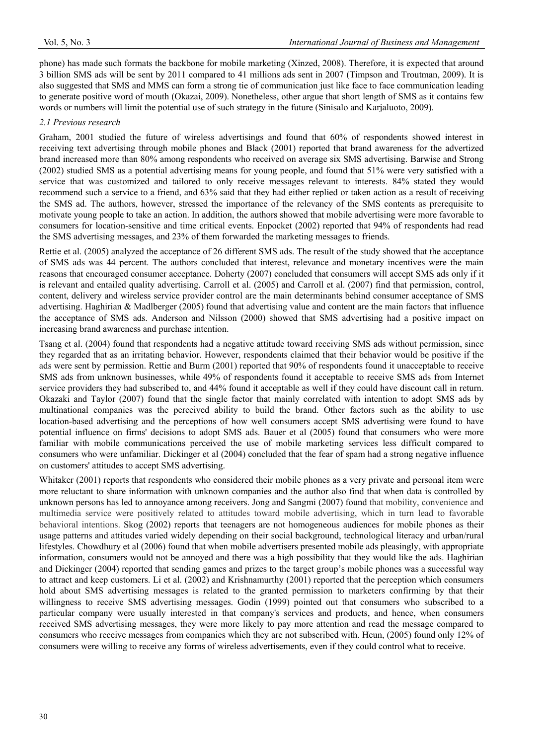phone) has made such formats the backbone for mobile marketing (Xinzed, 2008). Therefore, it is expected that around 3 billion SMS ads will be sent by 2011 compared to 41 millions ads sent in 2007 (Timpson and Troutman, 2009). It is also suggested that SMS and MMS can form a strong tie of communication just like face to face communication leading to generate positive word of mouth (Okazai, 2009). Nonetheless, other argue that short length of SMS as it contains few words or numbers will limit the potential use of such strategy in the future (Sinisalo and Karjaluoto, 2009).

### *2.1 Previous research*

Graham, 2001 studied the future of wireless advertisings and found that 60% of respondents showed interest in receiving text advertising through mobile phones and Black (2001) reported that brand awareness for the advertized brand increased more than 80% among respondents who received on average six SMS advertising. Barwise and Strong (2002) studied SMS as a potential advertising means for young people, and found that 51% were very satisfied with a service that was customized and tailored to only receive messages relevant to interests. 84% stated they would recommend such a service to a friend, and 63% said that they had either replied or taken action as a result of receiving the SMS ad. The authors, however, stressed the importance of the relevancy of the SMS contents as prerequisite to motivate young people to take an action. In addition, the authors showed that mobile advertising were more favorable to consumers for location-sensitive and time critical events. Enpocket (2002) reported that 94% of respondents had read the SMS advertising messages, and 23% of them forwarded the marketing messages to friends.

Rettie et al. (2005) analyzed the acceptance of 26 different SMS ads. The result of the study showed that the acceptance of SMS ads was 44 percent. The authors concluded that interest, relevance and monetary incentives were the main reasons that encouraged consumer acceptance. Doherty (2007) concluded that consumers will accept SMS ads only if it is relevant and entailed quality advertising. Carroll et al. (2005) and Carroll et al. (2007) find that permission, control, content, delivery and wireless service provider control are the main determinants behind consumer acceptance of SMS advertising. Haghirian & Madlberger (2005) found that advertising value and content are the main factors that influence the acceptance of SMS ads. Anderson and Nilsson (2000) showed that SMS advertising had a positive impact on increasing brand awareness and purchase intention.

Tsang et al. (2004) found that respondents had a negative attitude toward receiving SMS ads without permission, since they regarded that as an irritating behavior. However, respondents claimed that their behavior would be positive if the ads were sent by permission. Rettie and Burm (2001) reported that 90% of respondents found it unacceptable to receive SMS ads from unknown businesses, while 49% of respondents found it acceptable to receive SMS ads from Internet service providers they had subscribed to, and 44% found it acceptable as well if they could have discount call in return. Okazaki and Taylor (2007) found that the single factor that mainly correlated with intention to adopt SMS ads by multinational companies was the perceived ability to build the brand. Other factors such as the ability to use location-based advertising and the perceptions of how well consumers accept SMS advertising were found to have potential influence on firms' decisions to adopt SMS ads. Bauer et al (2005) found that consumers who were more familiar with mobile communications perceived the use of mobile marketing services less difficult compared to consumers who were unfamiliar. Dickinger et al (2004) concluded that the fear of spam had a strong negative influence on customers' attitudes to accept SMS advertising.

Whitaker (2001) reports that respondents who considered their mobile phones as a very private and personal item were more reluctant to share information with unknown companies and the author also find that when data is controlled by unknown persons has led to annoyance among receivers. Jong and Sangmi (2007) found that mobility, convenience and multimedia service were positively related to attitudes toward mobile advertising, which in turn lead to favorable behavioral intentions. Skog (2002) reports that teenagers are not homogeneous audiences for mobile phones as their usage patterns and attitudes varied widely depending on their social background, technological literacy and urban/rural lifestyles. Chowdhury et al (2006) found that when mobile advertisers presented mobile ads pleasingly, with appropriate information, consumers would not be annoyed and there was a high possibility that they would like the ads. Haghirian and Dickinger (2004) reported that sending games and prizes to the target group's mobile phones was a successful way to attract and keep customers. Li et al. (2002) and Krishnamurthy (2001) reported that the perception which consumers hold about SMS advertising messages is related to the granted permission to marketers confirming by that their willingness to receive SMS advertising messages. Godin (1999) pointed out that consumers who subscribed to a particular company were usually interested in that company's services and products, and hence, when consumers received SMS advertising messages, they were more likely to pay more attention and read the message compared to consumers who receive messages from companies which they are not subscribed with. Heun, (2005) found only 12% of consumers were willing to receive any forms of wireless advertisements, even if they could control what to receive.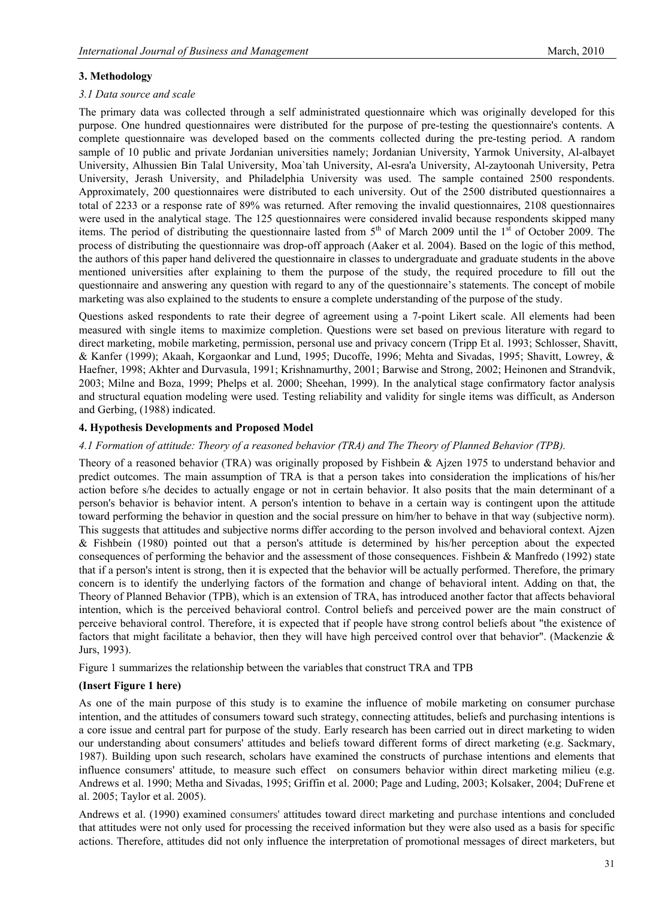### 3. Methodology

#### *3.1 Data source and scale*

The primary data was collected through a self administrated questionnaire which was originally developed for this purpose. One hundred questionnaires were distributed for the purpose of pre-testing the questionnaire's contents. A complete questionnaire was developed based on the comments collected during the pre-testing period. A random sample of 10 public and private Jordanian universities namely; Jordanian University, Yarmok University, Al-albayet University, Alhussien Bin Talal University, Moa`tah University, Al-esra'a University, Al-zaytoonah University, Petra University, Jerash University, and Philadelphia University was used. The sample contained 2500 respondents. Approximately, 200 questionnaires were distributed to each university. Out of the 2500 distributed questionnaires a total of 2233 or a response rate of 89% was returned. After removing the invalid questionnaires, 2108 questionnaires were used in the analytical stage. The 125 questionnaires were considered invalid because respondents skipped many items. The period of distributing the questionnaire lasted from 5th of March 2009 until the 1st of October 2009. The process of distributing the questionnaire was drop-off approach (Aaker et al. 2004). Based on the logic of this method, the authors of this paper hand delivered the questionnaire in classes to undergraduate and graduate students in the above mentioned universities after explaining to them the purpose of the study, the required procedure to fill out the questionnaire and answering any question with regard to any of the questionnaire's statements. The concept of mobile marketing was also explained to the students to ensure a complete understanding of the purpose of the study.

Questions asked respondents to rate their degree of agreement using a 7-point Likert scale. All elements had been measured with single items to maximize completion. Questions were set based on previous literature with regard to direct marketing, mobile marketing, permission, personal use and privacy concern (Tripp Et al. 1993; Schlosser, Shavitt, & Kanfer (1999); Akaah, Korgaonkar and Lund, 1995; Ducoffe, 1996; Mehta and Sivadas, 1995; Shavitt, Lowrey, & Haefner, 1998; Akhter and Durvasula, 1991; Krishnamurthy, 2001; Barwise and Strong, 2002; Heinonen and Strandvik, 2003; Milne and Boza, 1999; Phelps et al. 2000; Sheehan, 1999). In the analytical stage confirmatory factor analysis and structural equation modeling were used. Testing reliability and validity for single items was difficult, as Anderson and Gerbing, (1988) indicated.

### 4. Hypothesis Developments and Proposed Model

#### *4.1 Formation of attitude: Theory of a reasoned behavior (TRA) and The Theory of Planned Behavior (TPB).*

Theory of a reasoned behavior (TRA) was originally proposed by Fishbein & Ajzen 1975 to understand behavior and predict outcomes. The main assumption of TRA is that a person takes into consideration the implications of his/her action before s/he decides to actually engage or not in certain behavior. It also posits that the main determinant of a person's behavior is behavior intent. A person's intention to behave in a certain way is contingent upon the attitude toward performing the behavior in question and the social pressure on him/her to behave in that way (subjective norm). This suggests that attitudes and subjective norms differ according to the person involved and behavioral context. Ajzen & Fishbein (1980) pointed out that a person's attitude is determined by his/her perception about the expected consequences of performing the behavior and the assessment of those consequences. Fishbein & Manfredo (1992) state that if a person's intent is strong, then it is expected that the behavior will be actually performed. Therefore, the primary concern is to identify the underlying factors of the formation and change of behavioral intent. Adding on that, the Theory of Planned Behavior (TPB), which is an extension of TRA, has introduced another factor that affects behavioral intention, which is the perceived behavioral control. Control beliefs and perceived power are the main construct of perceive behavioral control. Therefore, it is expected that if people have strong control beliefs about "the existence of factors that might facilitate a behavior, then they will have high perceived control over that behavior". (Mackenzie & Jurs, 1993).

Figure 1 summarizes the relationship between the variables that construct TRA and TPB

**(Insert Figure 1 here)**

As one of the main purpose of this study is to examine the influence of mobile marketing on consumer purchase intention, and the attitudes of consumers toward such strategy, connecting attitudes, beliefs and purchasing intentions is a core issue and central part for purpose of the study. Early research has been carried out in direct marketing to widen our understanding about consumers' attitudes and beliefs toward different forms of direct marketing (e.g. Sackmary, 1987). Building upon such research, scholars have examined the constructs of purchase intentions and elements that influence consumers' attitude, to measure such effect on consumers behavior within direct marketing milieu (e.g. Andrews et al. 1990; Metha and Sivadas, 1995; Griffin et al. 2000; Page and Luding, 2003; Kolsaker, 2004; DuFrene et al. 2005; Taylor et al. 2005).

Andrews et al. (1990) examined consumers' attitudes toward direct marketing and purchase intentions and concluded that attitudes were not only used for processing the received information but they were also used as a basis for specific actions. Therefore, attitudes did not only influence the interpretation of promotional messages of direct marketers, but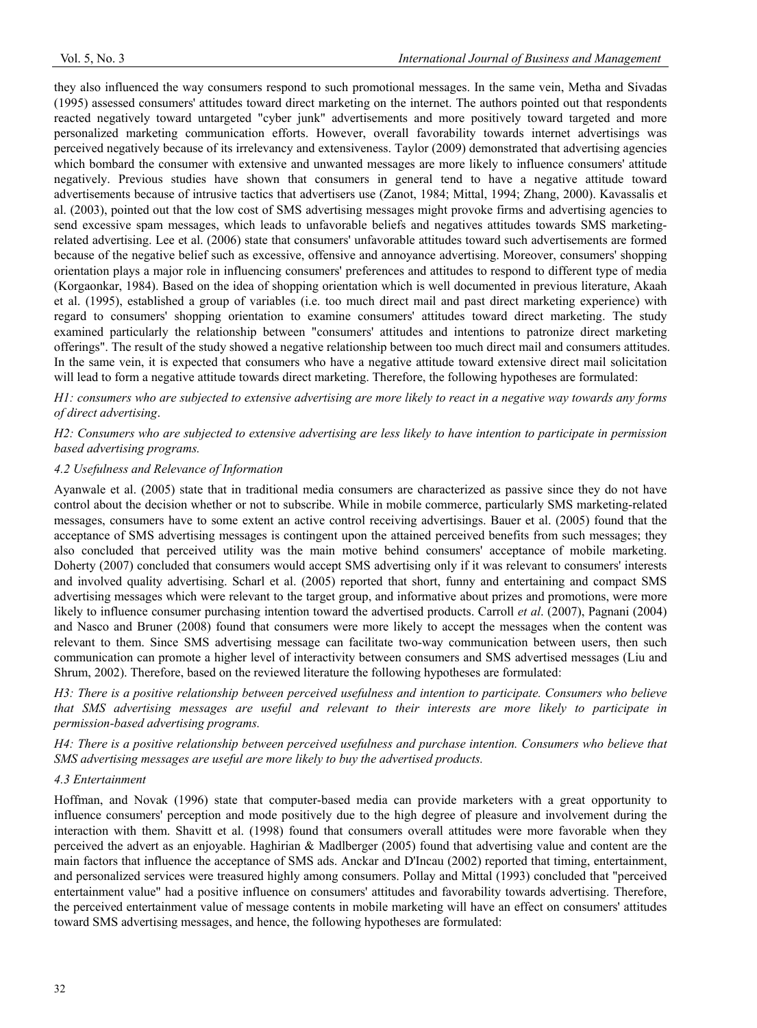they also influenced the way consumers respond to such promotional messages. In the same vein, Metha and Sivadas (1995) assessed consumers' attitudes toward direct marketing on the internet. The authors pointed out that respondents reacted negatively toward untargeted "cyber junk" advertisements and more positively toward targeted and more personalized marketing communication efforts. However, overall favorability towards internet advertisings was perceived negatively because of its irrelevancy and extensiveness. Taylor (2009) demonstrated that advertising agencies which bombard the consumer with extensive and unwanted messages are more likely to influence consumers' attitude negatively. Previous studies have shown that consumers in general tend to have a negative attitude toward advertisements because of intrusive tactics that advertisers use (Zanot, 1984; Mittal, 1994; Zhang, 2000). Kavassalis et al. (2003), pointed out that the low cost of SMS advertising messages might provoke firms and advertising agencies to send excessive spam messages, which leads to unfavorable beliefs and negatives attitudes towards SMS marketing-related advertising. Lee et al. (2006) state that consumers' unfavorable attitudes toward such advertisements are formed because of the negative belief such as excessive, offensive and annoyance advertising. Moreover, consumers' shopping orientation plays a major role in influencing consumers' preferences and attitudes to respond to different type of media (Korgaonkar, 1984). Based on the idea of shopping orientation which is well documented in previous literature, Akaah et al. (1995), established a group of variables (i.e. too much direct mail and past direct marketing experience) with regard to consumers' shopping orientation to examine consumers' attitudes toward direct marketing. The study examined particularly the relationship between "consumers' attitudes and intentions to patronize direct marketing offerings". The result of the study showed a negative relationship between too much direct mail and consumers attitudes. In the same vein, it is expected that consumers who have a negative attitude toward extensive direct mail solicitation will lead to form a negative attitude towards direct marketing. Therefore, the following hypotheses are formulated:

*H1: consumers who are subjected to extensive advertising are more likely to react in a negative way towards any forms of direct advertising.*

*H2: Consumers who are subjected to extensive advertising are less likely to have intention to participate in permission based advertising programs.*

### *4.2 Usefulness and Relevance of Information*

Ayanwale et al. (2005) state that in traditional media consumers are characterized as passive since they do not have control about the decision whether or not to subscribe. While in mobile commerce, particularly SMS marketing-related messages, consumers have to some extent an active control receiving advertisings. Bauer et al. (2005) found that the acceptance of SMS advertising messages is contingent upon the attained perceived benefits from such messages; they also concluded that perceived utility was the main motive behind consumers' acceptance of mobile marketing. Doherty (2007) concluded that consumers would accept SMS advertising only if it was relevant to consumers' interests and involved quality advertising. Scharl et al. (2005) reported that short, funny and entertaining and compact SMS advertising messages which were relevant to the target group, and informative about prizes and promotions, were more likely to influence consumer purchasing intention toward the advertised products. Carroll *et al*. (2007), Pagnani (2004) and Nasco and Bruner (2008) found that consumers were more likely to accept the messages when the content was relevant to them. Since SMS advertising message can facilitate two-way communication between users, then such communication can promote a higher level of interactivity between consumers and SMS advertised messages (Liu and Shrum, 2002). Therefore, based on the reviewed literature the following hypotheses are formulated:

*H3: There is a positive relationship between perceived usefulness and intention to participate. Consumers who believe that SMS advertising messages are useful and relevant to their interests are more likely to participate in permission-based advertising programs.*

*H4: There is a positive relationship between perceived usefulness and purchase intention. Consumers who believe that SMS advertising messages are useful are more likely to buy the advertised products.*

### *4.3 Entertainment*

Hoffman, and Novak (1996) state that computer-based media can provide marketers with a great opportunity to influence consumers' perception and mode positively due to the high degree of pleasure and involvement during the interaction with them. Shavitt et al. (1998) found that consumers overall attitudes were more favorable when they perceived the advert as an enjoyable. Haghirian & Madlberger (2005) found that advertising value and content are the main factors that influence the acceptance of SMS ads. Anckar and D'Incau (2002) reported that timing, entertainment, and personalized services were treasured highly among consumers. Pollay and Mittal (1993) concluded that "perceived entertainment value" had a positive influence on consumers' attitudes and favorability towards advertising. Therefore, the perceived entertainment value of message contents in mobile marketing will have an effect on consumers' attitudes toward SMS advertising messages, and hence, the following hypotheses are formulated: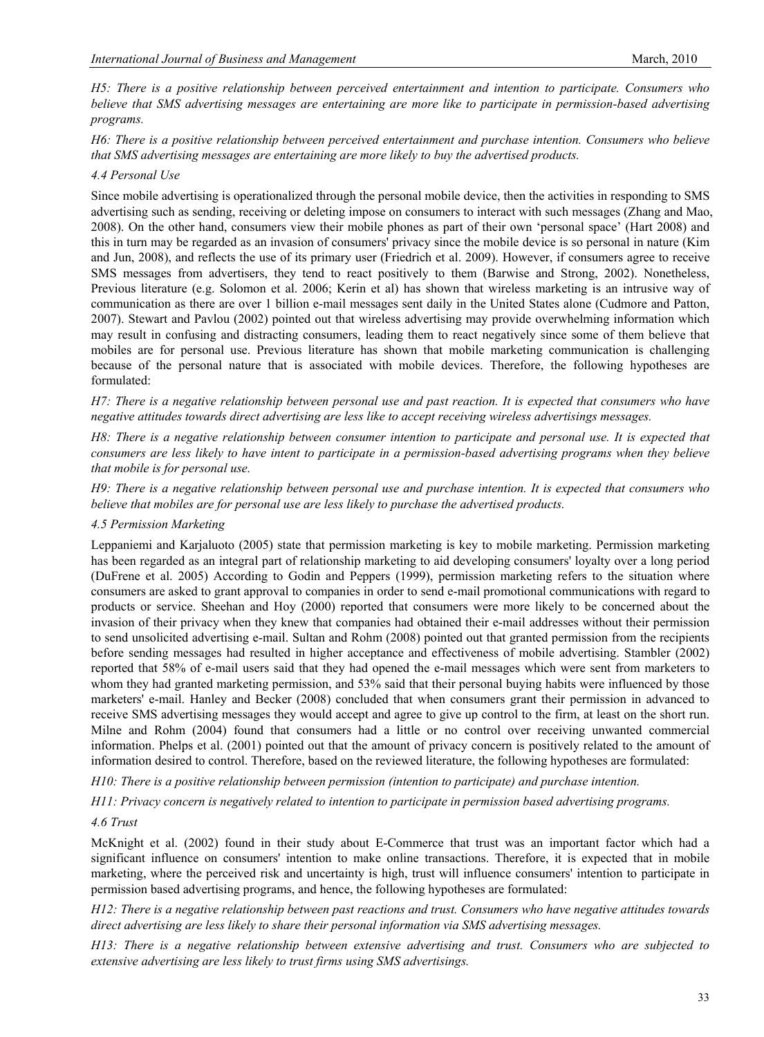*H5: There is a positive relationship between perceived entertainment and intention to participate. Consumers who believe that SMS advertising messages are entertaining are more like to participate in permission-based advertising programs.*

*H6: There is a positive relationship between perceived entertainment and purchase intention. Consumers who believe that SMS advertising messages are entertaining are more likely to buy the advertised products.*

### *4.4 Personal Use*

Since mobile advertising is operationalized through the personal mobile device, then the activities in responding to SMS advertising such as sending, receiving or deleting impose on consumers to interact with such messages (Zhang and Mao, 2008). On the other hand, consumers view their mobile phones as part of their own 'personal space' (Hart 2008) and this in turn may be regarded as an invasion of consumers' privacy since the mobile device is so personal in nature (Kim and Jun, 2008), and reflects the use of its primary user (Friedrich et al. 2009). However, if consumers agree to receive SMS messages from advertisers, they tend to react positively to them (Barwise and Strong, 2002). Nonetheless, Previous literature (e.g. Solomon et al. 2006; Kerin et al) has shown that wireless marketing is an intrusive way of communication as there are over 1 billion e-mail messages sent daily in the United States alone (Cudmore and Patton, 2007). Stewart and Pavlou (2002) pointed out that wireless advertising may provide overwhelming information which may result in confusing and distracting consumers, leading them to react negatively since some of them believe that mobiles are for personal use. Previous literature has shown that mobile marketing communication is challenging because of the personal nature that is associated with mobile devices. Therefore, the following hypotheses are formulated:

*H7: There is a negative relationship between personal use and past reaction. It is expected that consumers who have negative attitudes towards direct advertising are less like to accept receiving wireless advertisings messages.*

*H8: There is a negative relationship between consumer intention to participate and personal use. It is expected that consumers are less likely to have intent to participate in a permission-based advertising programs when they believe that mobile is for personal use.*

*H9: There is a negative relationship between personal use and purchase intention. It is expected that consumers who believe that mobiles are for personal use are less likely to purchase the advertised products.*

### *4.5 Permission Marketing*

Leppaniemi and Karjaluoto (2005) state that permission marketing is key to mobile marketing. Permission marketing has been regarded as an integral part of relationship marketing to aid developing consumers' loyalty over a long period (DuFrene et al. 2005) According to Godin and Peppers (1999), permission marketing refers to the situation where consumers are asked to grant approval to companies in order to send e-mail promotional communications with regard to products or service. Sheehan and Hoy (2000) reported that consumers were more likely to be concerned about the invasion of their privacy when they knew that companies had obtained their e-mail addresses without their permission to send unsolicited advertising e-mail. Sultan and Rohm (2008) pointed out that granted permission from the recipients before sending messages had resulted in higher acceptance and effectiveness of mobile advertising. Stambler (2002) reported that 58% of e-mail users said that they had opened the e-mail messages which were sent from marketers to whom they had granted marketing permission, and 53% said that their personal buying habits were influenced by those marketers' e-mail. Hanley and Becker (2008) concluded that when consumers grant their permission in advanced to receive SMS advertising messages they would accept and agree to give up control to the firm, at least on the short run. Milne and Rohm (2004) found that consumers had a little or no control over receiving unwanted commercial information. Phelps et al. (2001) pointed out that the amount of privacy concern is positively related to the amount of information desired to control. Therefore, based on the reviewed literature, the following hypotheses are formulated:

*H10: There is a positive relationship between permission (intention to participate) and purchase intention.*

*H11: Privacy concern is negatively related to intention to participate in permission based advertising programs.*

### *4.6 Trust*

McKnight et al. (2002) found in their study about E-Commerce that trust was an important factor which had a significant influence on consumers' intention to make online transactions. Therefore, it is expected that in mobile marketing, where the perceived risk and uncertainty is high, trust will influence consumers' intention to participate in permission based advertising programs, and hence, the following hypotheses are formulated:

*H12: There is a negative relationship between past reactions and trust. Consumers who have negative attitudes towards direct advertising are less likely to share their personal information via SMS advertising messages.*

*H13: There is a negative relationship between extensive advertising and trust. Consumers who are subjected to extensive advertising are less likely to trust firms using SMS advertisings.*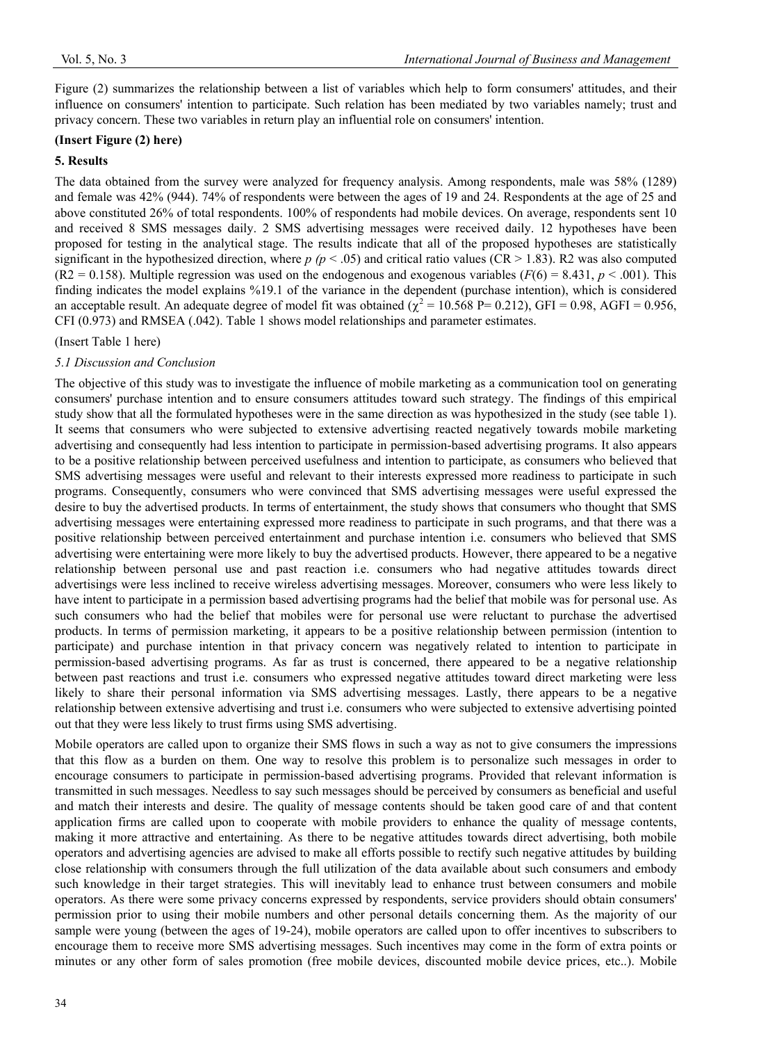Figure (2) summarizes the relationship between a list of variables which help to form consumers' attitudes, and their influence on consumers' intention to participate. Such relation has been mediated by two variables namely; trust and privacy concern. These two variables in return play an influential role on consumers' intention.

**(Insert Figure (2) here)**

## 5. Results

The data obtained from the survey were analyzed for frequency analysis. Among respondents, male was 58% (1289) and female was 42% (944). 74% of respondents were between the ages of 19 and 24. Respondents at the age of 25 and above constituted 26% of total respondents. 100% of respondents had mobile devices. On average, respondents sent 10 and received 8 SMS messages daily. 2 SMS advertising messages were received daily. 12 hypotheses have been proposed for testing in the analytical stage. The results indicate that all of the proposed hypotheses are statistically significant in the hypothesized direction, where *p* ($p < .05$) and critical ratio values (CR > 1.83). R2 was also computed ($R2 = 0.158$). Multiple regression was used on the endogenous and exogenous variables ($F(6) = 8.431$, $p < .001$). This finding indicates the model explains %19.1 of the variance in the dependent (purchase intention), which is considered an acceptable result. An adequate degree of model fit was obtained ($\chi^2 = 10.568$ P= 0.212), GFI = 0.98, AGFI = 0.956, CFI (0.973) and RMSEA (.042). Table 1 shows model relationships and parameter estimates.

(Insert Table 1 here)

### *5.1 Discussion and Conclusion*

The objective of this study was to investigate the influence of mobile marketing as a communication tool on generating consumers' purchase intention and to ensure consumers attitudes toward such strategy. The findings of this empirical study show that all the formulated hypotheses were in the same direction as was hypothesized in the study (see table 1). It seems that consumers who were subjected to extensive advertising reacted negatively towards mobile marketing advertising and consequently had less intention to participate in permission-based advertising programs. It also appears to be a positive relationship between perceived usefulness and intention to participate, as consumers who believed that SMS advertising messages were useful and relevant to their interests expressed more readiness to participate in such programs. Consequently, consumers who were convinced that SMS advertising messages were useful expressed the desire to buy the advertised products. In terms of entertainment, the study shows that consumers who thought that SMS advertising messages were entertaining expressed more readiness to participate in such programs, and that there was a positive relationship between perceived entertainment and purchase intention i.e. consumers who believed that SMS advertising were entertaining were more likely to buy the advertised products. However, there appeared to be a negative relationship between personal use and past reaction i.e. consumers who had negative attitudes towards direct advertisings were less inclined to receive wireless advertising messages. Moreover, consumers who were less likely to have intent to participate in a permission based advertising programs had the belief that mobile was for personal use. As such consumers who had the belief that mobiles were for personal use were reluctant to purchase the advertised products. In terms of permission marketing, it appears to be a positive relationship between permission (intention to participate) and purchase intention in that privacy concern was negatively related to intention to participate in permission-based advertising programs. As far as trust is concerned, there appeared to be a negative relationship between past reactions and trust i.e. consumers who expressed negative attitudes toward direct marketing were less likely to share their personal information via SMS advertising messages. Lastly, there appears to be a negative relationship between extensive advertising and trust i.e. consumers who were subjected to extensive advertising pointed out that they were less likely to trust firms using SMS advertising.

Mobile operators are called upon to organize their SMS flows in such a way as not to give consumers the impressions that this flow as a burden on them. One way to resolve this problem is to personalize such messages in order to encourage consumers to participate in permission-based advertising programs. Provided that relevant information is transmitted in such messages. Needless to say such messages should be perceived by consumers as beneficial and useful and match their interests and desire. The quality of message contents should be taken good care of and that content application firms are called upon to cooperate with mobile providers to enhance the quality of message contents, making it more attractive and entertaining. As there to be negative attitudes towards direct advertising, both mobile operators and advertising agencies are advised to make all efforts possible to rectify such negative attitudes by building close relationship with consumers through the full utilization of the data available about such consumers and embody such knowledge in their target strategies. This will inevitably lead to enhance trust between consumers and mobile operators. As there were some privacy concerns expressed by respondents, service providers should obtain consumers' permission prior to using their mobile numbers and other personal details concerning them. As the majority of our sample were young (between the ages of 19-24), mobile operators are called upon to offer incentives to subscribers to encourage them to receive more SMS advertising messages. Such incentives may come in the form of extra points or minutes or any other form of sales promotion (free mobile devices, discounted mobile device prices, etc..). Mobile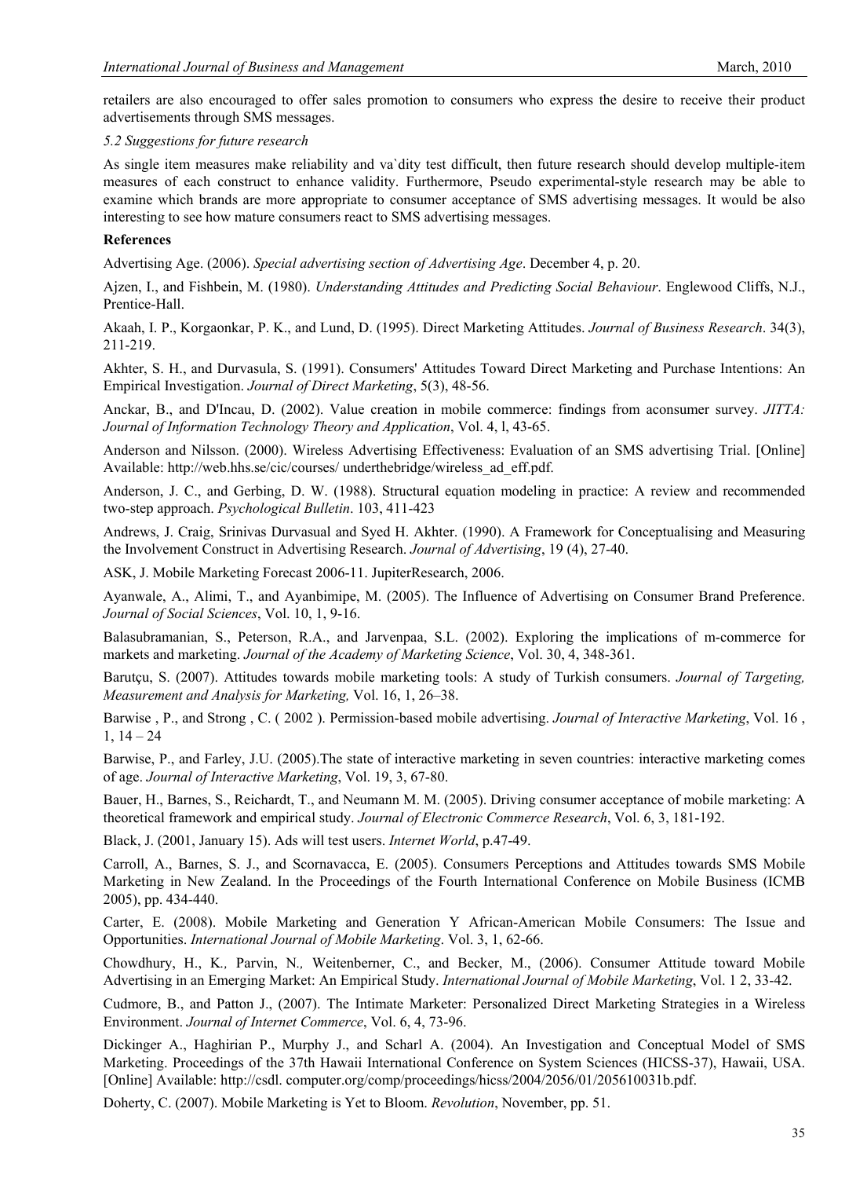retailers are also encouraged to offer sales promotion to consumers who express the desire to receive their product advertisements through SMS messages.

*5.2 Suggestions for future research*

As single item measures make reliability and va`dity test difficult, then future research should develop multiple-item measures of each construct to enhance validity. Furthermore, Pseudo experimental-style research may be able to examine which brands are more appropriate to consumer acceptance of SMS advertising messages. It would be also interesting to see how mature consumers react to SMS advertising messages.

**References**

Advertising Age. (2006). *Special advertising section of Advertising Age*. December 4, p. 20.

Ajzen, I., and Fishbein, M. (1980). *Understanding Attitudes and Predicting Social Behaviour*. Englewood Cliffs, N.J., Prentice-Hall.

Akaah, I. P., Korgaonkar, P. K., and Lund, D. (1995). Direct Marketing Attitudes. *Journal of Business Research*. 34(3), 211-219.

Akhter, S. H., and Durvasula, S. (1991). Consumers' Attitudes Toward Direct Marketing and Purchase Intentions: An Empirical Investigation. *Journal of Direct Marketing*, 5(3), 48-56.

Anckar, B., and D'Incau, D. (2002). Value creation in mobile commerce: findings from aconsumer survey. *JITTA: Journal of Information Technology Theory and Application*, Vol. 4, l, 43-65.

Anderson and Nilsson. (2000). Wireless Advertising Effectiveness: Evaluation of an SMS advertising Trial. [Online] Available: http://web.hhs.se/cic/courses/ underthebridge/wireless_ad_eff.pdf.

Anderson, J. C., and Gerbing, D. W. (1988). Structural equation modeling in practice: A review and recommended two-step approach. *Psychological Bulletin*. 103, 411-423

Andrews, J. Craig, Srinivas Durvasual and Syed H. Akhter. (1990). A Framework for Conceptualising and Measuring the Involvement Construct in Advertising Research. *Journal of Advertising*, 19 (4), 27-40.

ASK, J. Mobile Marketing Forecast 2006-11. JupiterResearch, 2006.

Ayanwale, A., Alimi, T., and Ayanbimipe, M. (2005). The Influence of Advertising on Consumer Brand Preference. *Journal of Social Sciences*, Vol. 10, 1, 9-16.

Balasubramanian, S., Peterson, R.A., and Jarvenpaa, S.L. (2002). Exploring the implications of m-commerce for markets and marketing. *Journal of the Academy of Marketing Science*, Vol. 30, 4, 348-361.

Barutçu, S. (2007). Attitudes towards mobile marketing tools: A study of Turkish consumers. *Journal of Targeting, Measurement and Analysis for Marketing,* Vol. 16, 1, 26–38.

Barwise , P., and Strong , C. ( 2002 ). Permission-based mobile advertising. *Journal of Interactive Marketing*, Vol. 16 , 1, 14 – 24

Barwise, P., and Farley, J.U. (2005).The state of interactive marketing in seven countries: interactive marketing comes of age. *Journal of Interactive Marketing*, Vol. 19, 3, 67-80.

Bauer, H., Barnes, S., Reichardt, T., and Neumann M. M. (2005). Driving consumer acceptance of mobile marketing: A theoretical framework and empirical study. *Journal of Electronic Commerce Research*, Vol. 6, 3, 181-192.

Black, J. (2001, January 15). Ads will test users. *Internet World*, p.47-49.

Carroll, A., Barnes, S. J., and Scornavacca, E. (2005). Consumers Perceptions and Attitudes towards SMS Mobile Marketing in New Zealand. In the Proceedings of the Fourth International Conference on Mobile Business (ICMB 2005), pp. 434-440.

Carter, E. (2008). Mobile Marketing and Generation Y African-American Mobile Consumers: The Issue and Opportunities. *International Journal of Mobile Marketing*. Vol. 3, 1, 62-66.

Chowdhury, H., K*.,* Parvin, N*.,* Weitenberner, C., and Becker, M., (2006). Consumer Attitude toward Mobile Advertising in an Emerging Market: An Empirical Study. *International Journal of Mobile Marketing*, Vol. 1 2, 33-42.

Cudmore, B., and Patton J., (2007). The Intimate Marketer: Personalized Direct Marketing Strategies in a Wireless Environment. *Journal of Internet Commerce*, Vol. 6, 4, 73-96.

Dickinger A., Haghirian P., Murphy J., and Scharl A. (2004). An Investigation and Conceptual Model of SMS Marketing. Proceedings of the 37th Hawaii International Conference on System Sciences (HICSS-37), Hawaii, USA. [Online] Available: http://csdl. computer.org/comp/proceedings/hicss/2004/2056/01/205610031b.pdf.

Doherty, C. (2007). Mobile Marketing is Yet to Bloom. *Revolution*, November, pp. 51.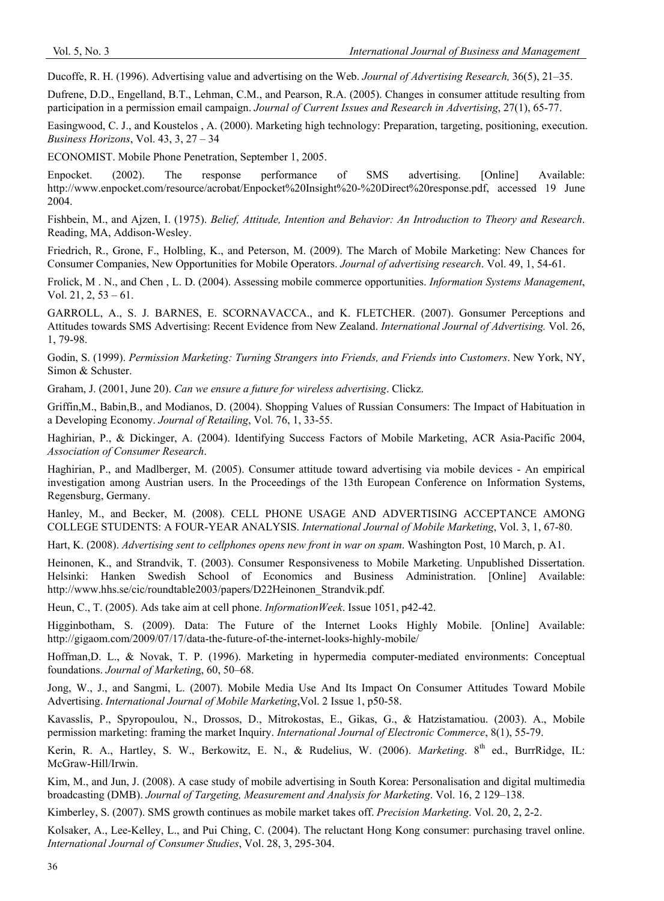Ducoffe, R. H. (1996). Advertising value and advertising on the Web. *Journal of Advertising Research,* 36(5), 21–35.

Dufrene, D.D., Engelland, B.T., Lehman, C.M., and Pearson, R.A. (2005). Changes in consumer attitude resulting from participation in a permission email campaign. *Journal of Current Issues and Research in Advertising*, 27(1), 65-77.

Easingwood, C. J., and Koustelos , A. (2000). Marketing high technology: Preparation, targeting, positioning, execution. *Business Horizons*, Vol. 43, 3, 27 – 34

ECONOMIST. Mobile Phone Penetration, September 1, 2005.

Enpocket. (2002). The response performance of SMS advertising. [Online] Available: http://www.enpocket.com/resource/acrobat/Enpocket%20Insight%20-%20Direct%20response.pdf, accessed 19 June 2004.

Fishbein, M., and Ajzen, I. (1975). *Belief, Attitude, Intention and Behavior: An Introduction to Theory and Research*. Reading, MA, Addison-Wesley.

Friedrich, R., Grone, F., Holbling, K., and Peterson, M. (2009). The March of Mobile Marketing: New Chances for Consumer Companies, New Opportunities for Mobile Operators. *Journal of advertising research*. Vol. 49, 1, 54-61.

Frolick, M . N., and Chen , L. D. (2004). Assessing mobile commerce opportunities. *Information Systems Management*, Vol. 21, 2, 53 – 61.

GARROLL, A., S. J. BARNES, E. SCORNAVACCA., and K. FLETCHER. (2007). Gonsumer Perceptions and Attitudes towards SMS Advertising: Recent Evidence from New Zealand. *International Journal of Advertising.* Vol. 26, 1, 79-98.

Godin, S. (1999). *Permission Marketing: Turning Strangers into Friends, and Friends into Customers*. New York, NY, Simon & Schuster.

Graham, J. (2001, June 20). *Can we ensure a future for wireless advertising*. Clickz.

Griffin,M., Babin,B., and Modianos, D. (2004). Shopping Values of Russian Consumers: The Impact of Habituation in a Developing Economy. *Journal of Retailing*, Vol. 76, 1, 33-55.

Haghirian, P., & Dickinger, A. (2004). Identifying Success Factors of Mobile Marketing, ACR Asia-Pacific 2004, *Association of Consumer Research*.

Haghirian, P., and Madlberger, M. (2005). Consumer attitude toward advertising via mobile devices - An empirical investigation among Austrian users. In the Proceedings of the 13th European Conference on Information Systems, Regensburg, Germany.

Hanley, M., and Becker, M. (2008). CELL PHONE USAGE AND ADVERTISING ACCEPTANCE AMONG COLLEGE STUDENTS: A FOUR-YEAR ANALYSIS. *International Journal of Mobile Marketing*, Vol. 3, 1, 67-80.

Hart, K. (2008). *Advertising sent to cellphones opens new front in war on spam*. Washington Post, 10 March, p. A1.

Heinonen, K., and Strandvik, T. (2003). Consumer Responsiveness to Mobile Marketing. Unpublished Dissertation. Helsinki: Hanken Swedish School of Economics and Business Administration. [Online] Available: http://www.hhs.se/cic/roundtable2003/papers/D22Heinonen_Strandvik.pdf.

Heun, C., T. (2005). Ads take aim at cell phone. *InformationWeek*. Issue 1051, p42-42.

Higginbotham, S. (2009). Data: The Future of the Internet Looks Highly Mobile. [Online] Available: http://gigaom.com/2009/07/17/data-the-future-of-the-internet-looks-highly-mobile/

Hoffman,D. L., & Novak, T. P. (1996). Marketing in hypermedia computer-mediated environments: Conceptual foundations. *Journal of Marketing*, 60, 50–68.

Jong, W., J., and Sangmi, L. (2007). Mobile Media Use And Its Impact On Consumer Attitudes Toward Mobile Advertising. *International Journal of Mobile Marketing*,Vol. 2 Issue 1, p50-58.

Kavasslis, P., Spyropoulou, N., Drossos, D., Mitrokostas, E., Gikas, G., & Hatzistamatiou. (2003). A., Mobile permission marketing: framing the market Inquiry. *International Journal of Electronic Commerce*, 8(1), 55-79.

Kerin, R. A., Hartley, S. W., Berkowitz, E. N., & Rudelius, W. (2006). *Marketing*. 8th ed., BurrRidge, IL: McGraw-Hill/Irwin.

Kim, M., and Jun, J. (2008). A case study of mobile advertising in South Korea: Personalisation and digital multimedia broadcasting (DMB). *Journal of Targeting, Measurement and Analysis for Marketing*. Vol. 16, 2 129–138.

Kimberley, S. (2007). SMS growth continues as mobile market takes off. *Precision Marketing*. Vol. 20, 2, 2-2.

Kolsaker, A., Lee-Kelley, L., and Pui Ching, C. (2004). The reluctant Hong Kong consumer: purchasing travel online. *International Journal of Consumer Studies*, Vol. 28, 3, 295-304.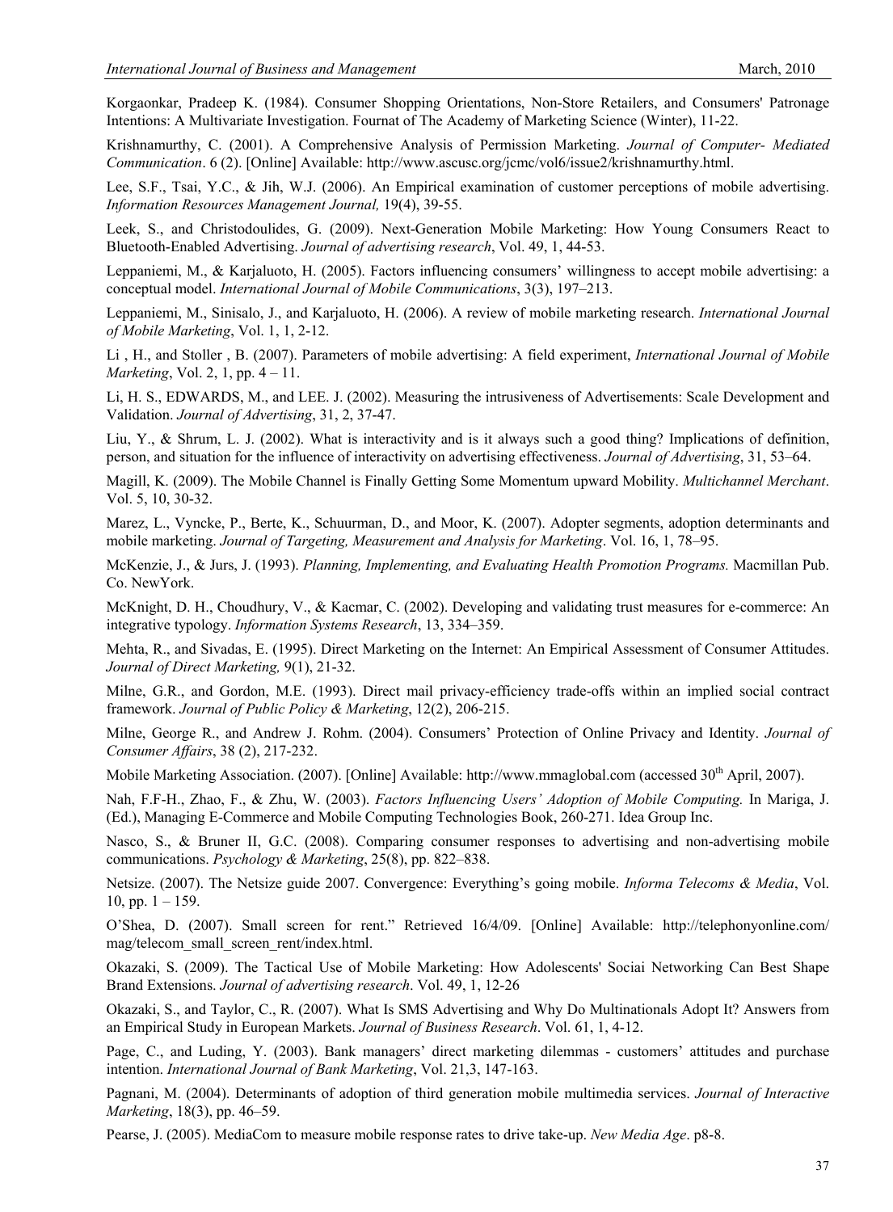Korgaonkar, Pradeep K. (1984). Consumer Shopping Orientations, Non-Store Retailers, and Consumers' Patronage Intentions: A Multivariate Investigation. Fournat of The Academy of Marketing Science (Winter), 11-22.

Krishnamurthy, C. (2001). A Comprehensive Analysis of Permission Marketing. *Journal of Computer- Mediated Communication*. 6 (2). [Online] Available: http://www.ascusc.org/jcmc/vol6/issue2/krishnamurthy.html.

Lee, S.F., Tsai, Y.C., & Jih, W.J. (2006). An Empirical examination of customer perceptions of mobile advertising. *Information Resources Management Journal,* 19(4), 39-55.

Leek, S., and Christodoulides, G. (2009). Next-Generation Mobile Marketing: How Young Consumers React to Bluetooth-Enabled Advertising. *Journal of advertising research*, Vol. 49, 1, 44-53.

Leppaniemi, M., & Karjaluoto, H. (2005). Factors influencing consumers' willingness to accept mobile advertising: a conceptual model. *International Journal of Mobile Communications*, 3(3), 197–213.

Leppaniemi, M., Sinisalo, J., and Karjaluoto, H. (2006). A review of mobile marketing research. *International Journal of Mobile Marketing*, Vol. 1, 1, 2-12.

Li , H., and Stoller , B. (2007). Parameters of mobile advertising: A field experiment, *International Journal of Mobile Marketing*, Vol. 2, 1, pp. 4 – 11.

Li, H. S., EDWARDS, M., and LEE. J. (2002). Measuring the intrusiveness of Advertisements: Scale Development and Validation. *Journal of Advertising*, 31, 2, 37-47.

Liu, Y., & Shrum, L. J. (2002). What is interactivity and is it always such a good thing? Implications of definition, person, and situation for the influence of interactivity on advertising effectiveness. *Journal of Advertising*, 31, 53–64.

Magill, K. (2009). The Mobile Channel is Finally Getting Some Momentum upward Mobility. *Multichannel Merchant*. Vol. 5, 10, 30-32.

Marez, L., Vyncke, P., Berte, K., Schuurman, D., and Moor, K. (2007). Adopter segments, adoption determinants and mobile marketing. *Journal of Targeting, Measurement and Analysis for Marketing*. Vol. 16, 1, 78–95.

McKenzie, J., & Jurs, J. (1993). *Planning, Implementing, and Evaluating Health Promotion Programs.* Macmillan Pub. Co. NewYork.

McKnight, D. H., Choudhury, V., & Kacmar, C. (2002). Developing and validating trust measures for e-commerce: An integrative typology. *Information Systems Research*, 13, 334–359.

Mehta, R., and Sivadas, E. (1995). Direct Marketing on the Internet: An Empirical Assessment of Consumer Attitudes. *Journal of Direct Marketing,* 9(1), 21-32.

Milne, G.R., and Gordon, M.E. (1993). Direct mail privacy-efficiency trade-offs within an implied social contract framework. *Journal of Public Policy & Marketing*, 12(2), 206-215.

Milne, George R., and Andrew J. Rohm. (2004). Consumers' Protection of Online Privacy and Identity. *Journal of Consumer Affairs*, 38 (2), 217-232.

Mobile Marketing Association. (2007). [Online] Available: http://www.mmaglobal.com (accessed 30th April, 2007).

Nah, F.F-H., Zhao, F., & Zhu, W. (2003). *Factors Influencing Users' Adoption of Mobile Computing.* In Mariga, J. (Ed.), Managing E-Commerce and Mobile Computing Technologies Book, 260-271. Idea Group Inc.

Nasco, S., & Bruner II, G.C. (2008). Comparing consumer responses to advertising and non-advertising mobile communications. *Psychology & Marketing*, 25(8), pp. 822–838.

Netsize. (2007). The Netsize guide 2007. Convergence: Everything's going mobile. *Informa Telecoms & Media*, Vol. 10, pp. 1 – 159.

O'Shea, D. (2007). Small screen for rent." Retrieved 16/4/09. [Online] Available: http://telephonyonline.com/ mag/telecom_small_screen_rent/index.html.

Okazaki, S. (2009). The Tactical Use of Mobile Marketing: How Adolescents' Sociai Networking Can Best Shape Brand Extensions. *Journal of advertising research*. Vol. 49, 1, 12-26

Okazaki, S., and Taylor, C., R. (2007). What Is SMS Advertising and Why Do Multinationals Adopt It? Answers from an Empirical Study in European Markets. *Journal of Business Research*. Vol. 61, 1, 4-12.

Page, C., and Luding, Y. (2003). Bank managers' direct marketing dilemmas - customers' attitudes and purchase intention. *International Journal of Bank Marketing*, Vol. 21,3, 147-163.

Pagnani, M. (2004). Determinants of adoption of third generation mobile multimedia services. *Journal of Interactive Marketing*, 18(3), pp. 46–59.

Pearse, J. (2005). MediaCom to measure mobile response rates to drive take-up. *New Media Age*. p8-8.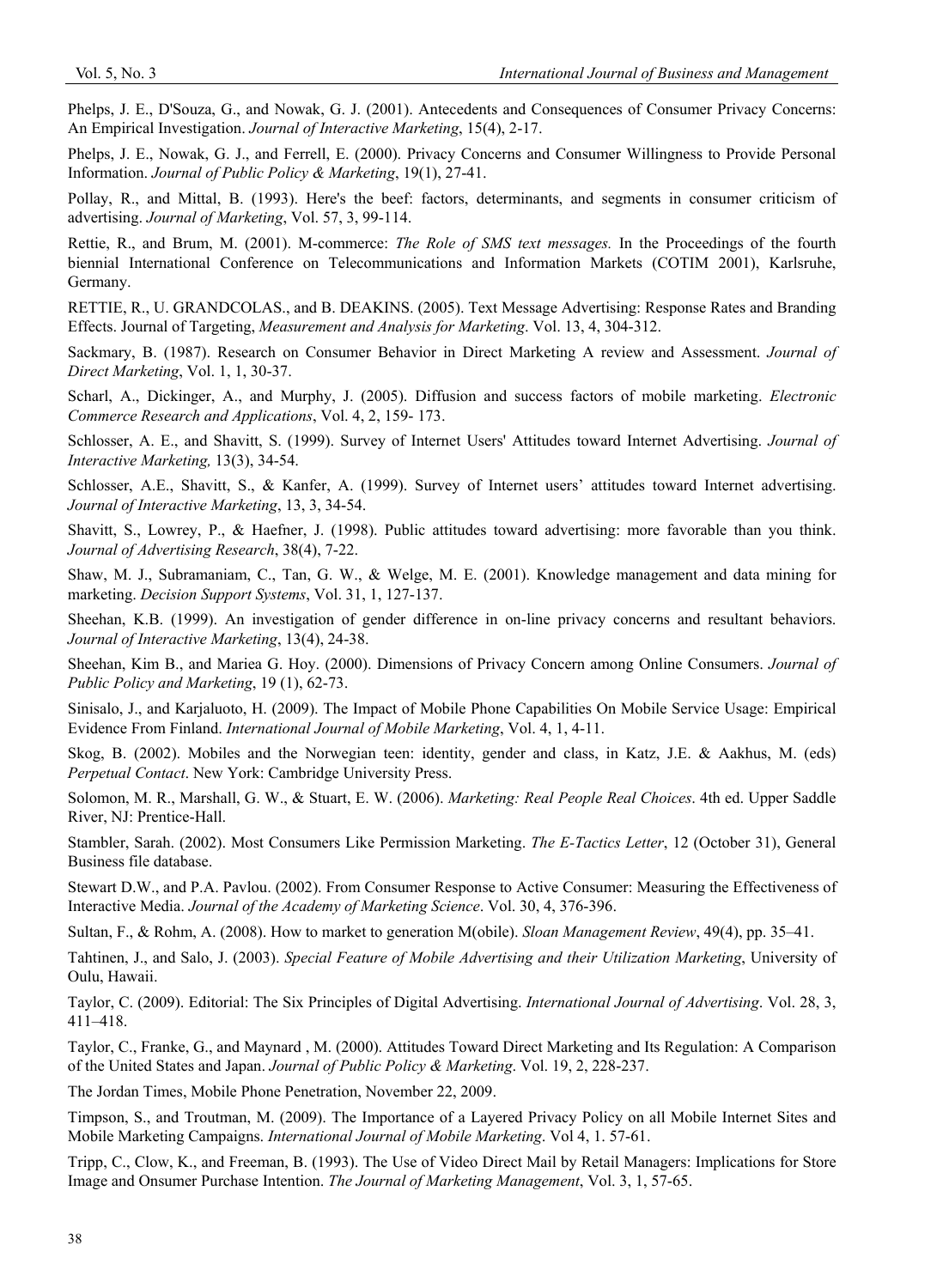Phelps, J. E., D'Souza, G., and Nowak, G. J. (2001). Antecedents and Consequences of Consumer Privacy Concerns: An Empirical Investigation. *Journal of Interactive Marketing*, 15(4), 2-17.

Phelps, J. E., Nowak, G. J., and Ferrell, E. (2000). Privacy Concerns and Consumer Willingness to Provide Personal Information. *Journal of Public Policy & Marketing*, 19(1), 27-41.

Pollay, R., and Mittal, B. (1993). Here's the beef: factors, determinants, and segments in consumer criticism of advertising. *Journal of Marketing*, Vol. 57, 3, 99-114.

Rettie, R., and Brum, M. (2001). M-commerce: *The Role of SMS text messages.* In the Proceedings of the fourth biennial International Conference on Telecommunications and Information Markets (COTIM 2001), Karlsruhe, Germany.

RETTIE, R., U. GRANDCOLAS., and B. DEAKINS. (2005). Text Message Advertising: Response Rates and Branding Effects. Journal of Targeting, *Measurement and Analysis for Marketing*. Vol. 13, 4, 304-312.

Sackmary, B. (1987). Research on Consumer Behavior in Direct Marketing A review and Assessment. *Journal of Direct Marketing*, Vol. 1, 1, 30-37.

Scharl, A., Dickinger, A., and Murphy, J. (2005). Diffusion and success factors of mobile marketing. *Electronic Commerce Research and Applications*, Vol. 4, 2, 159- 173.

Schlosser, A. E., and Shavitt, S. (1999). Survey of Internet Users' Attitudes toward Internet Advertising. *Journal of Interactive Marketing,* 13(3), 34-54.

Schlosser, A.E., Shavitt, S., & Kanfer, A. (1999). Survey of Internet users' attitudes toward Internet advertising. *Journal of Interactive Marketing*, 13, 3, 34-54.

Shavitt, S., Lowrey, P., & Haefner, J. (1998). Public attitudes toward advertising: more favorable than you think. *Journal of Advertising Research*, 38(4), 7-22.

Shaw, M. J., Subramaniam, C., Tan, G. W., & Welge, M. E. (2001). Knowledge management and data mining for marketing. *Decision Support Systems*, Vol. 31, 1, 127-137.

Sheehan, K.B. (1999). An investigation of gender difference in on-line privacy concerns and resultant behaviors. *Journal of Interactive Marketing*, 13(4), 24-38.

Sheehan, Kim B., and Mariea G. Hoy. (2000). Dimensions of Privacy Concern among Online Consumers. *Journal of Public Policy and Marketing*, 19 (1), 62-73.

Sinisalo, J., and Karjaluoto, H. (2009). The Impact of Mobile Phone Capabilities On Mobile Service Usage: Empirical Evidence From Finland. *International Journal of Mobile Marketing*, Vol. 4, 1, 4-11.

Skog, B. (2002). Mobiles and the Norwegian teen: identity, gender and class, in Katz, J.E. & Aakhus, M. (eds) *Perpetual Contact*. New York: Cambridge University Press.

Solomon, M. R., Marshall, G. W., & Stuart, E. W. (2006). *Marketing: Real People Real Choices*. 4th ed. Upper Saddle River, NJ: Prentice-Hall.

Stambler, Sarah. (2002). Most Consumers Like Permission Marketing. *The E-Tactics Letter*, 12 (October 31), General Business file database.

Stewart D.W., and P.A. Pavlou. (2002). From Consumer Response to Active Consumer: Measuring the Effectiveness of Interactive Media. *Journal of the Academy of Marketing Science*. Vol. 30, 4, 376-396.

Sultan, F., & Rohm, A. (2008). How to market to generation M(obile). *Sloan Management Review*, 49(4), pp. 35–41.

Tahtinen, J., and Salo, J. (2003). *Special Feature of Mobile Advertising and their Utilization Marketing*, University of Oulu, Hawaii.

Taylor, C. (2009). Editorial: The Six Principles of Digital Advertising. *International Journal of Advertising*. Vol. 28, 3, 411–418.

Taylor, C., Franke, G., and Maynard , M. (2000). Attitudes Toward Direct Marketing and Its Regulation: A Comparison of the United States and Japan. *Journal of Public Policy & Marketing*. Vol. 19, 2, 228-237.

The Jordan Times, Mobile Phone Penetration, November 22, 2009.

Timpson, S., and Troutman, M. (2009). The Importance of a Layered Privacy Policy on all Mobile Internet Sites and Mobile Marketing Campaigns. *International Journal of Mobile Marketing*. Vol 4, 1. 57-61.

Tripp, C., Clow, K., and Freeman, B. (1993). The Use of Video Direct Mail by Retail Managers: Implications for Store Image and Onsumer Purchase Intention. *The Journal of Marketing Management*, Vol. 3, 1, 57-65.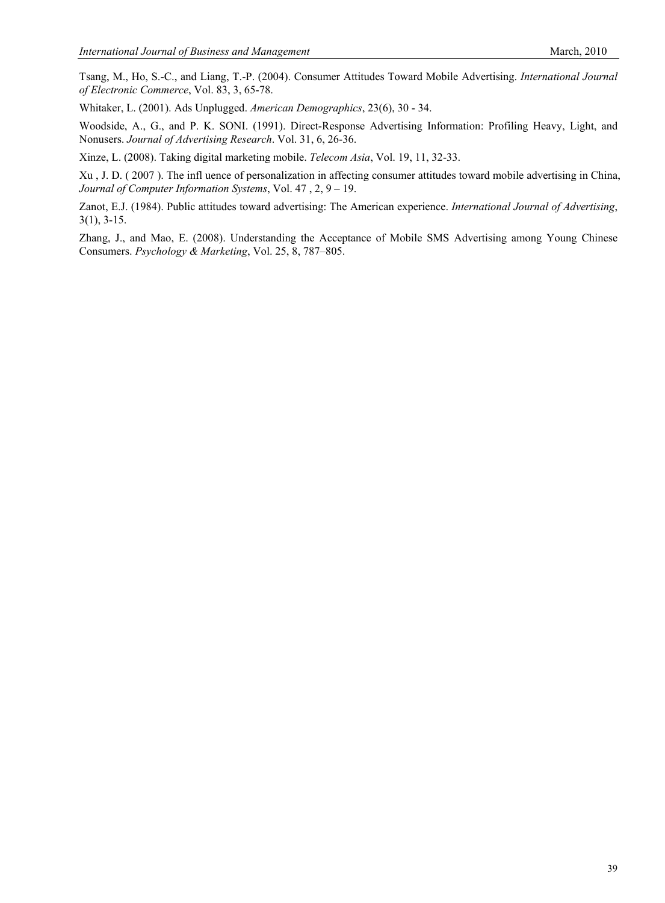Tsang, M., Ho, S.-C., and Liang, T.-P. (2004). Consumer Attitudes Toward Mobile Advertising. *International Journal of Electronic Commerce*, Vol. 83, 3, 65-78.

Whitaker, L. (2001). Ads Unplugged. *American Demographics*, 23(6), 30 - 34.

Woodside, A., G., and P. K. SONI. (1991). Direct-Response Advertising Information: Profiling Heavy, Light, and Nonusers. *Journal of Advertising Research*. Vol. 31, 6, 26-36.

Xinze, L. (2008). Taking digital marketing mobile. *Telecom Asia*, Vol. 19, 11, 32-33.

Xu , J. D. ( 2007 ). The infl uence of personalization in affecting consumer attitudes toward mobile advertising in China, *Journal of Computer Information Systems*, Vol. 47 , 2, 9 – 19.

Zanot, E.J. (1984). Public attitudes toward advertising: The American experience. *International Journal of Advertising*, 3(1), 3-15.

Zhang, J., and Mao, E. (2008). Understanding the Acceptance of Mobile SMS Advertising among Young Chinese Consumers. *Psychology & Marketing*, Vol. 25, 8, 787–805.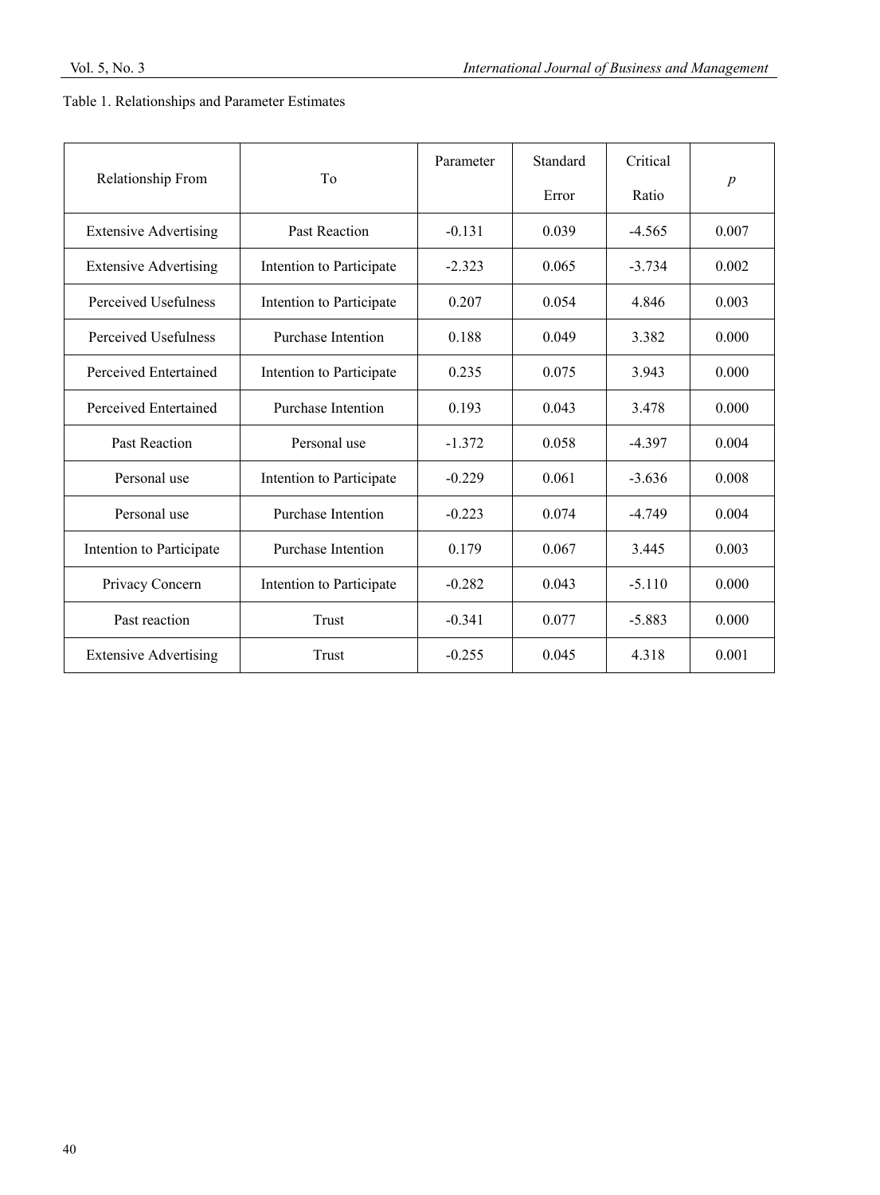Table 1. Relationships and Parameter Estimates

| Relationship From | To | Parameter | Standard Error | Critical Ratio | $p$ |
|---|---|---|---|---|---|
| Extensive Advertising | Past Reaction | -0.131 | 0.039 | -4.565 | 0.007 |
| Extensive Advertising | Intention to Participate | -2.323 | 0.065 | -3.734 | 0.002 |
| Perceived Usefulness | Intention to Participate | 0.207 | 0.054 | 4.846 | 0.003 |
| Perceived Usefulness | Purchase Intention | 0.188 | 0.049 | 3.382 | 0.000 |
| Perceived Entertained | Intention to Participate | 0.235 | 0.075 | 3.943 | 0.000 |
| Perceived Entertained | Purchase Intention | 0.193 | 0.043 | 3.478 | 0.000 |
| Past Reaction | Personal use | -1.372 | 0.058 | -4.397 | 0.004 |
| Personal use | Intention to Participate | -0.229 | 0.061 | -3.636 | 0.008 |
| Personal use | Purchase Intention | -0.223 | 0.074 | -4.749 | 0.004 |
| Intention to Participate | Purchase Intention | 0.179 | 0.067 | 3.445 | 0.003 |
| Privacy Concern | Intention to Participate | -0.282 | 0.043 | -5.110 | 0.000 |
| Past reaction | Trust | -0.341 | 0.077 | -5.883 | 0.000 |
| Extensive Advertising | Trust | -0.255 | 0.045 | 4.318 | 0.001 |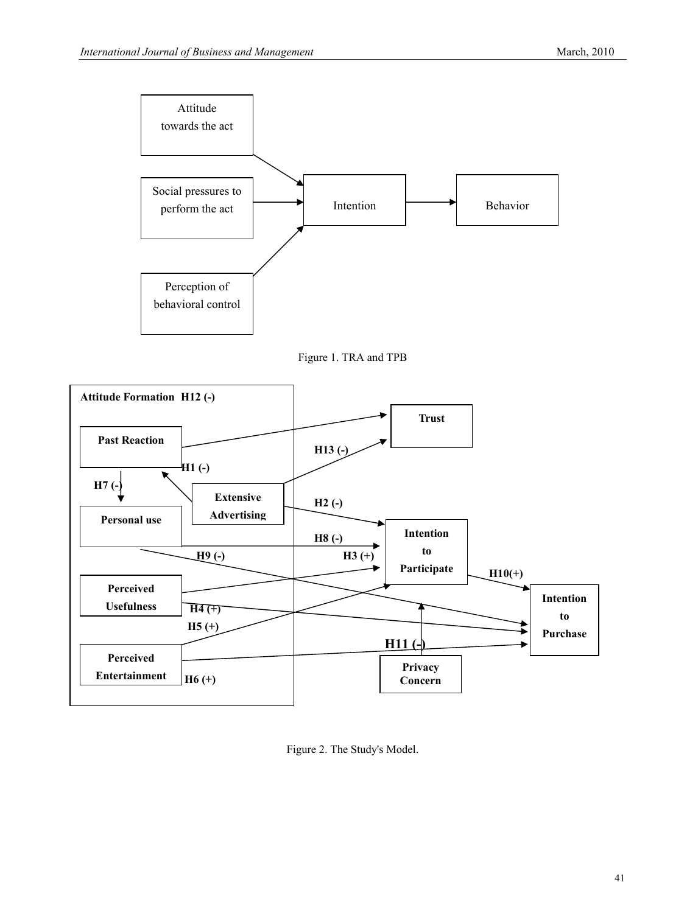Attitude towards the act

Social pressures to perform the act

Perception of behavioral control

Intention

Behavior

Figure 1. TRA and TPB

Attitude Formation H12 (-)

Past Reaction

Personal use

Perceived Usefulness

Perceived Entertainment

Extensive Advertising

Trust

Intention to Participate

Intention to Purchase

Privacy Concern

H1 (-)

H2 (-)

H3 (+)

H4 (+)

H5 (+)

H6 (+)

H7 (-)

H8 (-)

H9 (-)

H10(+)

H11 (-)

H13 (-)

Figure 2. The Study's Model.